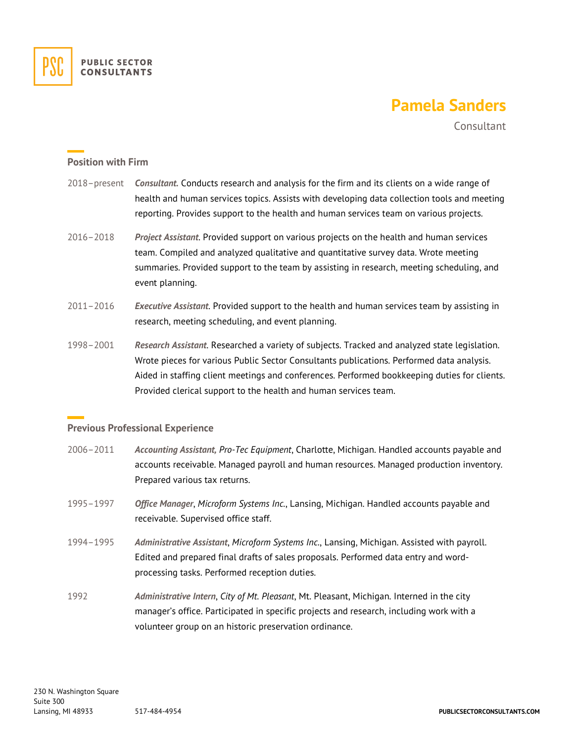PUBLIC SECTOR CONSULTANTS

# Pamela Sanders

Consultant

## Position with Firm

2018–present ***Consultant.*** Conducts research and analysis for the firm and its clients on a wide range of health and human services topics. Assists with developing data collection tools and meeting reporting. Provides support to the health and human services team on various projects.

2016–2018 ***Project Assistant***. Provided support on various projects on the health and human services team. Compiled and analyzed qualitative and quantitative survey data. Wrote meeting summaries. Provided support to the team by assisting in research, meeting scheduling, and event planning.

2011–2016 ***Executive Assistant***. Provided support to the health and human services team by assisting in research, meeting scheduling, and event planning.

1998–2001 ***Research Assistant***. Researched a variety of subjects. Tracked and analyzed state legislation. Wrote pieces for various Public Sector Consultants publications. Performed data analysis. Aided in staffing client meetings and conferences. Performed bookkeeping duties for clients. Provided clerical support to the health and human services team.

## Previous Professional Experience

2006–2011 ***Accounting Assistant,*** *Pro-Tec Equipment*, Charlotte, Michigan. Handled accounts payable and accounts receivable. Managed payroll and human resources. Managed production inventory. Prepared various tax returns.

1995–1997 ***Office Manager***, *Microform Systems Inc.*, Lansing, Michigan. Handled accounts payable and receivable. Supervised office staff.

1994–1995 ***Administrative Assistant***, *Microform Systems Inc.*, Lansing, Michigan. Assisted with payroll. Edited and prepared final drafts of sales proposals. Performed data entry and word-processing tasks. Performed reception duties.

1992 ***Administrative Intern***, *City of Mt. Pleasant*, Mt. Pleasant, Michigan. Interned in the city manager's office. Participated in specific projects and research, including work with a volunteer group on an historic preservation ordinance.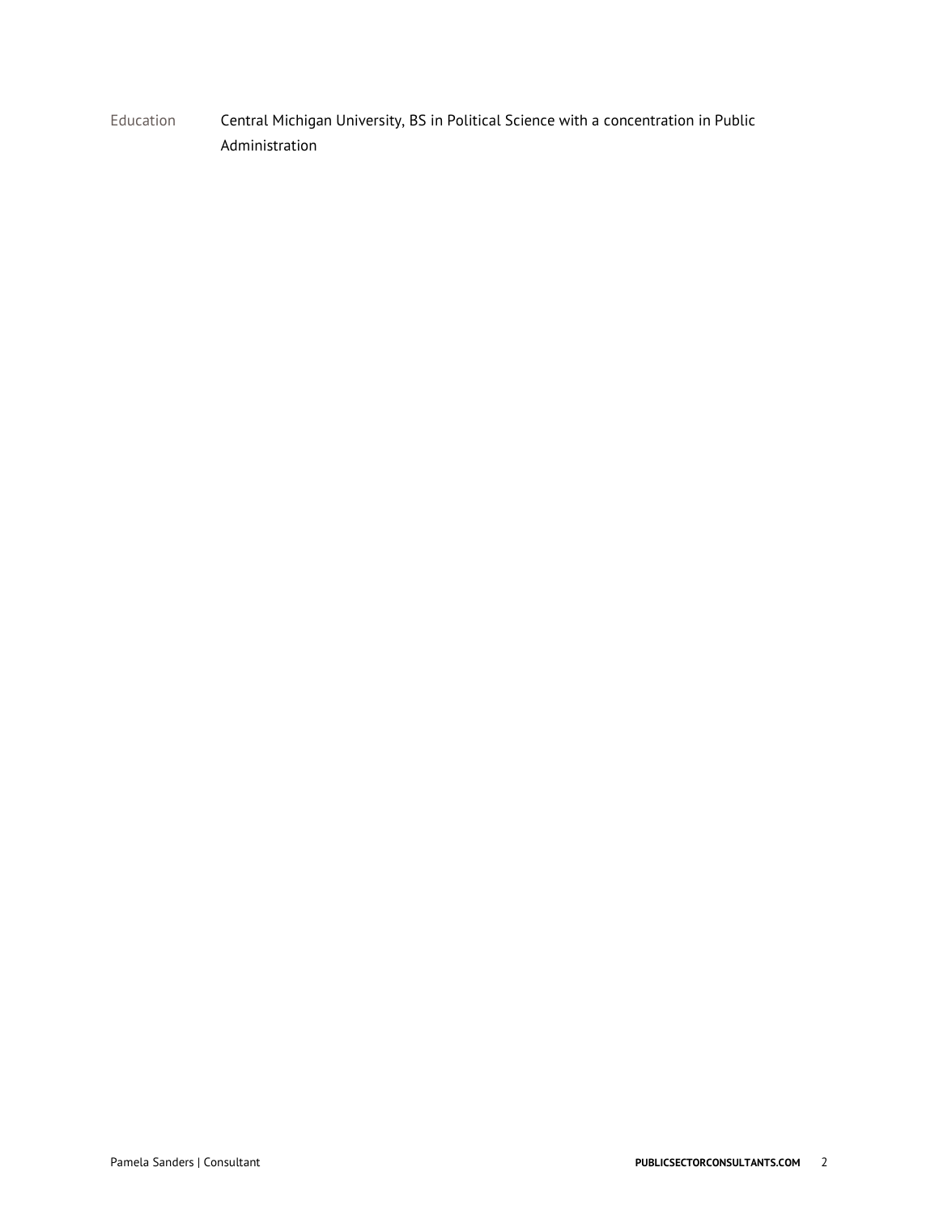| | |
|---|---|
| Education | Central Michigan University, BS in Political Science with a concentration in Public Administration |